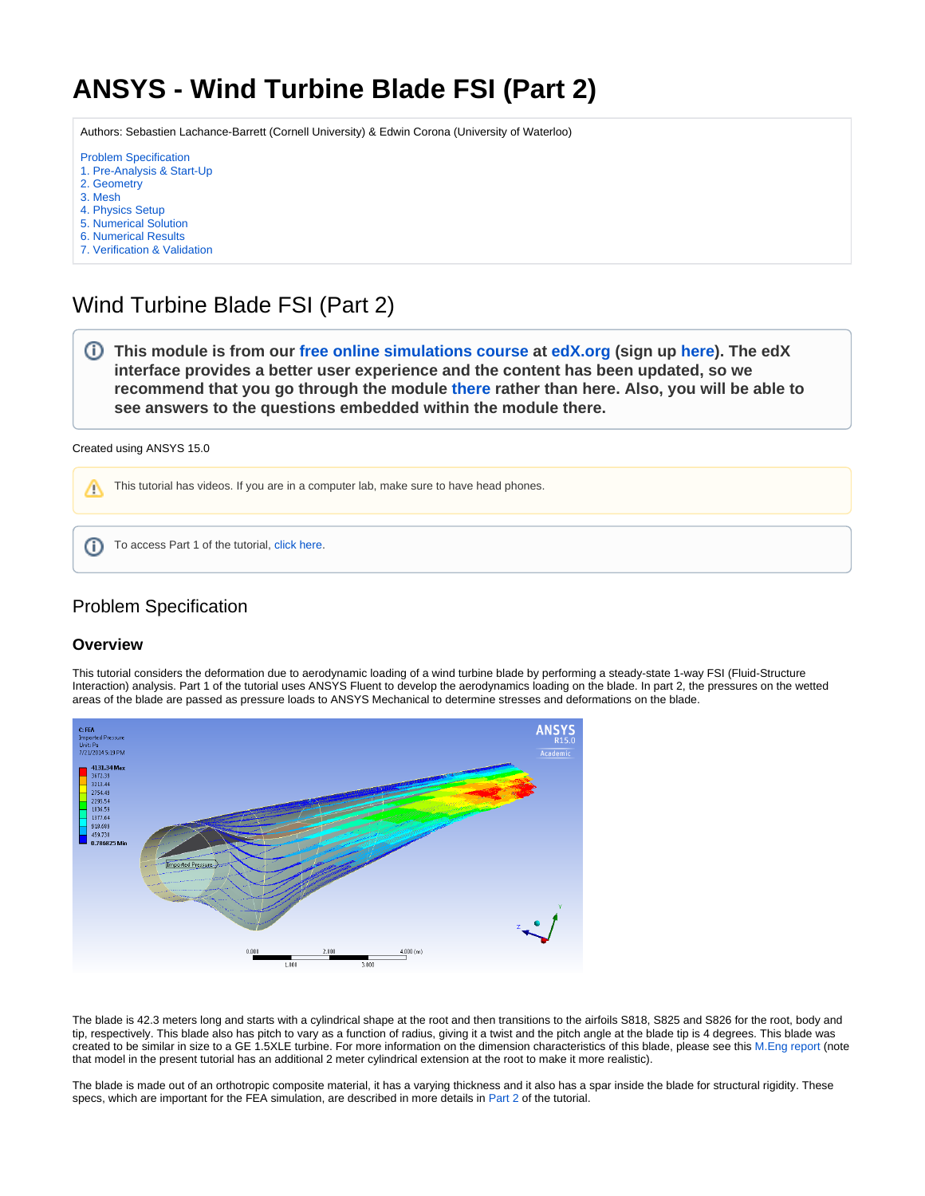# ANSYS - Wind Turbine Blade FSI (Part 2)

Authors: Sebastien Lachance-Barrett (Cornell University) & Edwin Corona (University of Waterloo)

- Problem Specification
- 1. Pre-Analysis & Start-Up
- 2. Geometry
- 3. Mesh
- 4. Physics Setup
- 5. Numerical Solution
- 6. Numerical Results
- 7. Verification & Validation

## Wind Turbine Blade FSI (Part 2)

**This module is from our free online simulations course at edX.org (sign up here). The edX interface provides a better user experience and the content has been updated, so we recommend that you go through the module there rather than here. Also, you will be able to see answers to the questions embedded within the module there.**

Created using ANSYS 15.0

This tutorial has videos. If you are in a computer lab, make sure to have head phones.

To access Part 1 of the tutorial, click here.

### Problem Specification

#### Overview

This tutorial considers the deformation due to aerodynamic loading of a wind turbine blade by performing a steady-state 1-way FSI (Fluid-Structure Interaction) analysis. Part 1 of the tutorial uses ANSYS Fluent to develop the aerodynamics loading on the blade. In part 2, the pressures on the wetted areas of the blade are passed as pressure loads to ANSYS Mechanical to determine stresses and deformations on the blade.

The blade is 42.3 meters long and starts with a cylindrical shape at the root and then transitions to the airfoils S818, S825 and S826 for the root, body and tip, respectively. This blade also has pitch to vary as a function of radius, giving it a twist and the pitch angle at the blade tip is 4 degrees. This blade was created to be similar in size to a GE 1.5XLE turbine. For more information on the dimension characteristics of this blade, please see this M.Eng report (note that model in the present tutorial has an additional 2 meter cylindrical extension at the root to make it more realistic).

The blade is made out of an orthotropic composite material, it has a varying thickness and it also has a spar inside the blade for structural rigidity. These specs, which are important for the FEA simulation, are described in more details in Part 2 of the tutorial.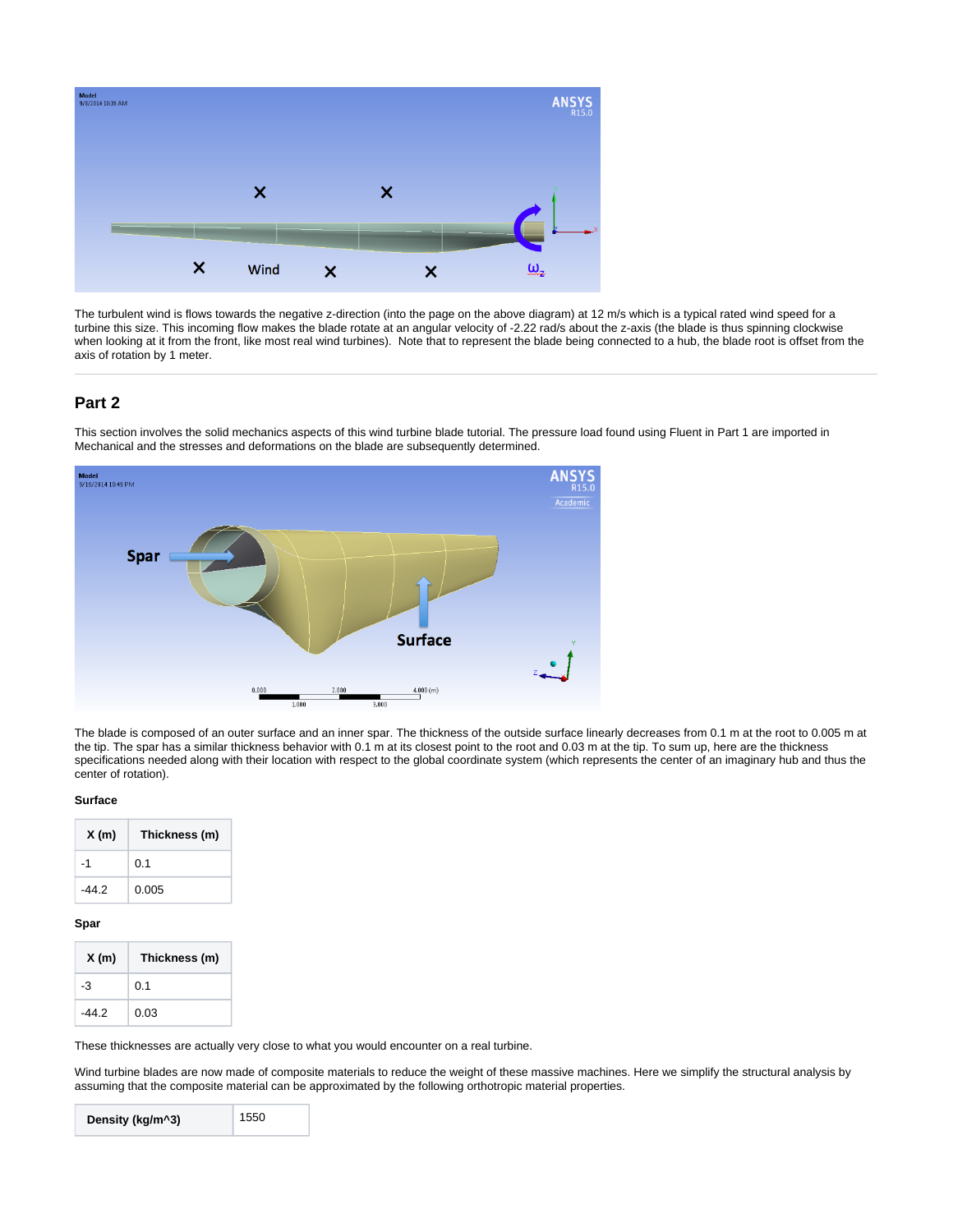The turbulent wind is flows towards the negative z-direction (into the page on the above diagram) at 12 m/s which is a typical rated wind speed for a turbine this size. This incoming flow makes the blade rotate at an angular velocity of -2.22 rad/s about the z-axis (the blade is thus spinning clockwise when looking at it from the front, like most real wind turbines). Note that to represent the blade being connected to a hub, the blade root is offset from the axis of rotation by 1 meter.

## Part 2

This section involves the solid mechanics aspects of this wind turbine blade tutorial. The pressure load found using Fluent in Part 1 are imported in Mechanical and the stresses and deformations on the blade are subsequently determined.

The blade is composed of an outer surface and an inner spar. The thickness of the outside surface linearly decreases from 0.1 m at the root to 0.005 m at the tip. The spar has a similar thickness behavior with 0.1 m at its closest point to the root and 0.03 m at the tip. To sum up, here are the thickness specifications needed along with their location with respect to the global coordinate system (which represents the center of an imaginary hub and thus the center of rotation).

**Surface**

| X (m) | Thickness (m) |
| --- | --- |
| -1 | 0.1 |
| -44.2 | 0.005 |

**Spar**

| X (m) | Thickness (m) |
| --- | --- |
| -3 | 0.1 |
| -44.2 | 0.03 |

These thicknesses are actually very close to what you would encounter on a real turbine.

Wind turbine blades are now made of composite materials to reduce the weight of these massive machines. Here we simplify the structural analysis by assuming that the composite material can be approximated by the following orthotropic material properties.

| Density (kg/m^3) | 1550 |
| --- | --- |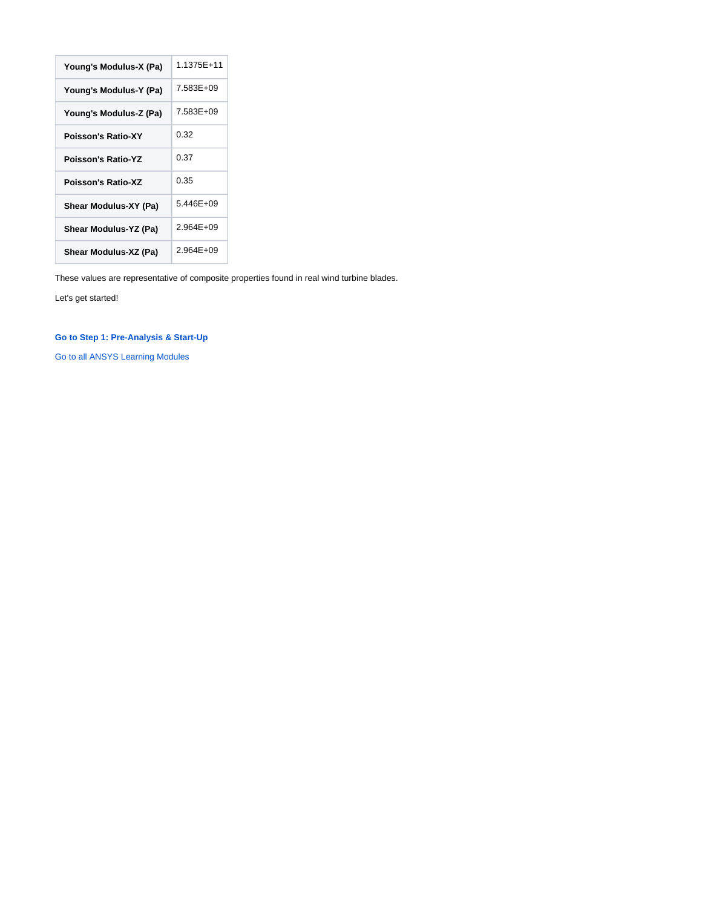| | |
|---|---|
| **Young's Modulus-X (Pa)** | 1.1375E+11 |
| **Young's Modulus-Y (Pa)** | 7.583E+09 |
| **Young's Modulus-Z (Pa)** | 7.583E+09 |
| **Poisson's Ratio-XY** | 0.32 |
| **Poisson's Ratio-YZ** | 0.37 |
| **Poisson's Ratio-XZ** | 0.35 |
| **Shear Modulus-XY (Pa)** | 5.446E+09 |
| **Shear Modulus-YZ (Pa)** | 2.964E+09 |
| **Shear Modulus-XZ (Pa)** | 2.964E+09 |

These values are representative of composite properties found in real wind turbine blades.

Let's get started!

**Go to Step 1: Pre-Analysis & Start-Up**

Go to all ANSYS Learning Modules